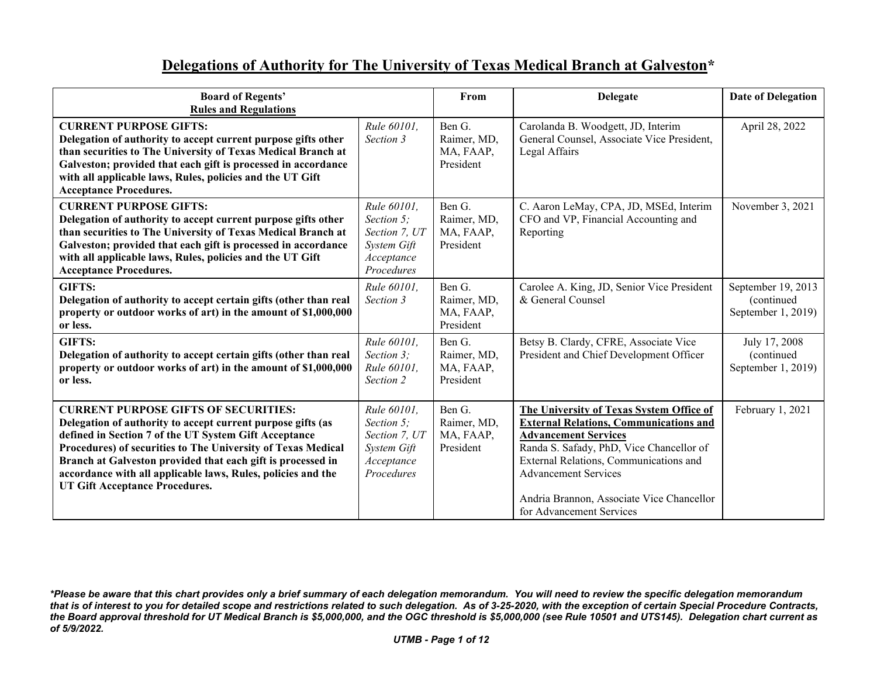# Delegations of Authority for The University of Texas Medical Branch at Galveston*

| Board of Regents' Rules and Regulations | | From | Delegate | Date of Delegation |
|---|---|---|---|---|
| **CURRENT PURPOSE GIFTS: Delegation of authority to accept current purpose gifts other than securities to The University of Texas Medical Branch at Galveston; provided that each gift is processed in accordance with all applicable laws, Rules, policies and the UT Gift Acceptance Procedures.** | *Rule 60101, Section 3* | Ben G. Raimer, MD, MA, FAAP, President | Carolanda B. Woodgett, JD, Interim General Counsel, Associate Vice President, Legal Affairs | April 28, 2022 |
| **CURRENT PURPOSE GIFTS: Delegation of authority to accept current purpose gifts other than securities to The University of Texas Medical Branch at Galveston; provided that each gift is processed in accordance with all applicable laws, Rules, policies and the UT Gift Acceptance Procedures.** | *Rule 60101, Section 5; Section 7, UT System Gift Acceptance Procedures* | Ben G. Raimer, MD, MA, FAAP, President | C. Aaron LeMay, CPA, JD, MSEd, Interim CFO and VP, Financial Accounting and Reporting | November 3, 2021 |
| **GIFTS: Delegation of authority to accept certain gifts (other than real property or outdoor works of art) in the amount of $1,000,000 or less.** | *Rule 60101, Section 3* | Ben G. Raimer, MD, MA, FAAP, President | Carolee A. King, JD, Senior Vice President & General Counsel | September 19, 2013 (continued September 1, 2019) |
| **GIFTS: Delegation of authority to accept certain gifts (other than real property or outdoor works of art) in the amount of $1,000,000 or less.** | *Rule 60101, Section 3; Rule 60101, Section 2* | Ben G. Raimer, MD, MA, FAAP, President | Betsy B. Clardy, CFRE, Associate Vice President and Chief Development Officer | July 17, 2008 (continued September 1, 2019) |
| **CURRENT PURPOSE GIFTS OF SECURITIES: Delegation of authority to accept current purpose gifts (as defined in Section 7 of the UT System Gift Acceptance Procedures) of securities to The University of Texas Medical Branch at Galveston provided that each gift is processed in accordance with all applicable laws, Rules, policies and the UT Gift Acceptance Procedures.** | *Rule 60101, Section 5; Section 7, UT System Gift Acceptance Procedures* | Ben G. Raimer, MD, MA, FAAP, President | **The University of Texas System Office of External Relations, Communications and Advancement Services** Randa S. Safady, PhD, Vice Chancellor of External Relations, Communications and Advancement Services<br><br>Andria Brannon, Associate Vice Chancellor for Advancement Services | February 1, 2021 |

***Please be aware that this chart provides only a brief summary of each delegation memorandum. You will need to review the specific delegation memorandum that is of interest to you for detailed scope and restrictions related to such delegation. As of 3-25-2020, with the exception of certain Special Procedure Contracts, the Board approval threshold for UT Medical Branch is $5,000,000, and the OGC threshold is $5,000,000 (see Rule 10501 and UTS145). Delegation chart current as of 5/9/2022.***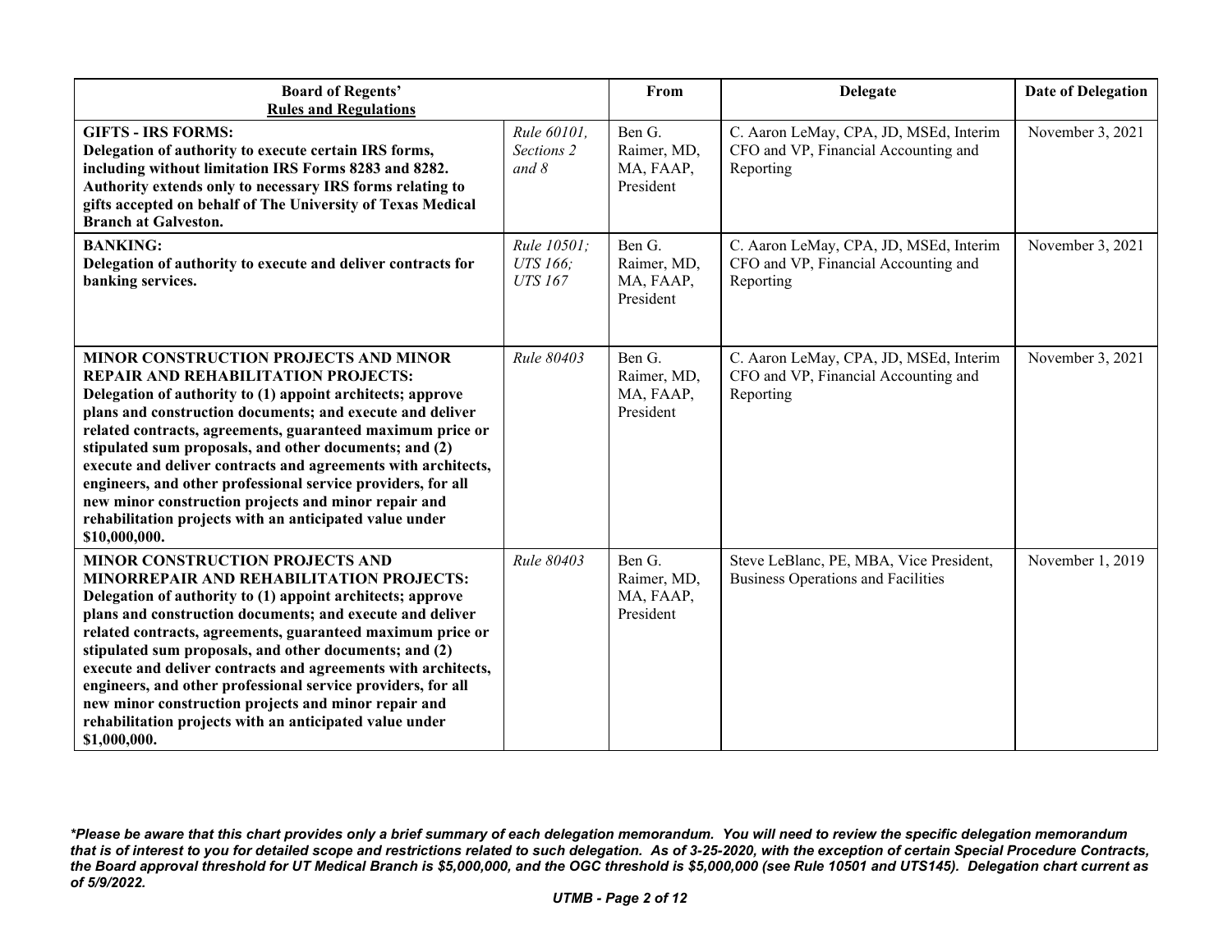| **Board of Regents' Rules and Regulations** | | **From** | **Delegate** | **Date of Delegation** |
|---|---|---|---|---|
| **GIFTS - IRS FORMS: Delegation of authority to execute certain IRS forms, including without limitation IRS Forms 8283 and 8282. Authority extends only to necessary IRS forms relating to gifts accepted on behalf of The University of Texas Medical Branch at Galveston.** | *Rule 60101, Sections 2 and 8* | Ben G. Raimer, MD, MA, FAAP, President | C. Aaron LeMay, CPA, JD, MSEd, Interim CFO and VP, Financial Accounting and Reporting | November 3, 2021 |
| **BANKING: Delegation of authority to execute and deliver contracts for banking services.** | *Rule 10501; UTS 166; UTS 167* | Ben G. Raimer, MD, MA, FAAP, President | C. Aaron LeMay, CPA, JD, MSEd, Interim CFO and VP, Financial Accounting and Reporting | November 3, 2021 |
| **MINOR CONSTRUCTION PROJECTS AND MINOR REPAIR AND REHABILITATION PROJECTS: Delegation of authority to (1) appoint architects; approve plans and construction documents; and execute and deliver related contracts, agreements, guaranteed maximum price or stipulated sum proposals, and other documents; and (2) execute and deliver contracts and agreements with architects, engineers, and other professional service providers, for all new minor construction projects and minor repair and rehabilitation projects with an anticipated value under $10,000,000.** | *Rule 80403* | Ben G. Raimer, MD, MA, FAAP, President | C. Aaron LeMay, CPA, JD, MSEd, Interim CFO and VP, Financial Accounting and Reporting | November 3, 2021 |
| **MINOR CONSTRUCTION PROJECTS AND MINORREPAIR AND REHABILITATION PROJECTS: Delegation of authority to (1) appoint architects; approve plans and construction documents; and execute and deliver related contracts, agreements, guaranteed maximum price or stipulated sum proposals, and other documents; and (2) execute and deliver contracts and agreements with architects, engineers, and other professional service providers, for all new minor construction projects and minor repair and rehabilitation projects with an anticipated value under $1,000,000.** | *Rule 80403* | Ben G. Raimer, MD, MA, FAAP, President | Steve LeBlanc, PE, MBA, Vice President, Business Operations and Facilities | November 1, 2019 |

***Please be aware that this chart provides only a brief summary of each delegation memorandum. You will need to review the specific delegation memorandum that is of interest to you for detailed scope and restrictions related to such delegation. As of 3-25-2020, with the exception of certain Special Procedure Contracts, the Board approval threshold for UT Medical Branch is $5,000,000, and the OGC threshold is $5,000,000 (see Rule 10501 and UTS145). Delegation chart current as of 5/9/2022.***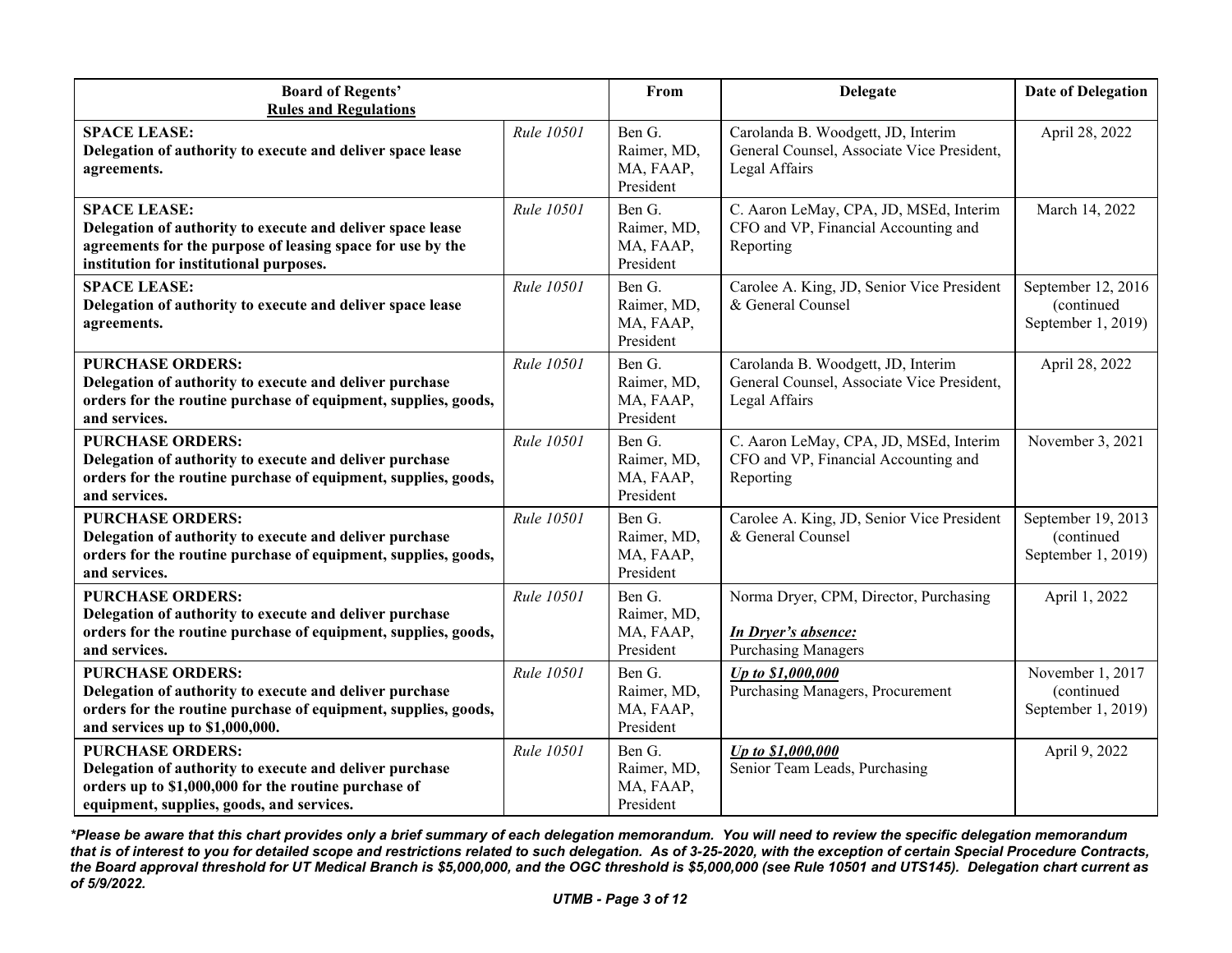| Board of Regents' Rules and Regulations | | From | Delegate | Date of Delegation |
|---|---|---|---|---|
| **SPACE LEASE: Delegation of authority to execute and deliver space lease agreements.** | *Rule 10501* | Ben G. Raimer, MD, MA, FAAP, President | Carolanda B. Woodgett, JD, Interim General Counsel, Associate Vice President, Legal Affairs | April 28, 2022 |
| **SPACE LEASE: Delegation of authority to execute and deliver space lease agreements for the purpose of leasing space for use by the institution for institutional purposes.** | *Rule 10501* | Ben G. Raimer, MD, MA, FAAP, President | C. Aaron LeMay, CPA, JD, MSEd, Interim CFO and VP, Financial Accounting and Reporting | March 14, 2022 |
| **SPACE LEASE: Delegation of authority to execute and deliver space lease agreements.** | *Rule 10501* | Ben G. Raimer, MD, MA, FAAP, President | Carolee A. King, JD, Senior Vice President & General Counsel | September 12, 2016 (continued September 1, 2019) |
| **PURCHASE ORDERS: Delegation of authority to execute and deliver purchase orders for the routine purchase of equipment, supplies, goods, and services.** | *Rule 10501* | Ben G. Raimer, MD, MA, FAAP, President | Carolanda B. Woodgett, JD, Interim General Counsel, Associate Vice President, Legal Affairs | April 28, 2022 |
| **PURCHASE ORDERS: Delegation of authority to execute and deliver purchase orders for the routine purchase of equipment, supplies, goods, and services.** | *Rule 10501* | Ben G. Raimer, MD, MA, FAAP, President | C. Aaron LeMay, CPA, JD, MSEd, Interim CFO and VP, Financial Accounting and Reporting | November 3, 2021 |
| **PURCHASE ORDERS: Delegation of authority to execute and deliver purchase orders for the routine purchase of equipment, supplies, goods, and services.** | *Rule 10501* | Ben G. Raimer, MD, MA, FAAP, President | Carolee A. King, JD, Senior Vice President & General Counsel | September 19, 2013 (continued September 1, 2019) |
| **PURCHASE ORDERS: Delegation of authority to execute and deliver purchase orders for the routine purchase of equipment, supplies, goods, and services.** | *Rule 10501* | Ben G. Raimer, MD, MA, FAAP, President | Norma Dryer, CPM, Director, Purchasing<br><br>***In Dryer's absence:***<br>Purchasing Managers | April 1, 2022 |
| **PURCHASE ORDERS: Delegation of authority to execute and deliver purchase orders for the routine purchase of equipment, supplies, goods, and services up to $1,000,000.** | *Rule 10501* | Ben G. Raimer, MD, MA, FAAP, President | ***Up to $1,000,000***<br>Purchasing Managers, Procurement | November 1, 2017 (continued September 1, 2019) |
| **PURCHASE ORDERS: Delegation of authority to execute and deliver purchase orders up to $1,000,000 for the routine purchase of equipment, supplies, goods, and services.** | *Rule 10501* | Ben G. Raimer, MD, MA, FAAP, President | ***Up to $1,000,000***<br>Senior Team Leads, Purchasing | April 9, 2022 |

***Please be aware that this chart provides only a brief summary of each delegation memorandum. You will need to review the specific delegation memorandum that is of interest to you for detailed scope and restrictions related to such delegation. As of 3-25-2020, with the exception of certain Special Procedure Contracts, the Board approval threshold for UT Medical Branch is $5,000,000, and the OGC threshold is $5,000,000 (see Rule 10501 and UTS145). Delegation chart current as of 5/9/2022.***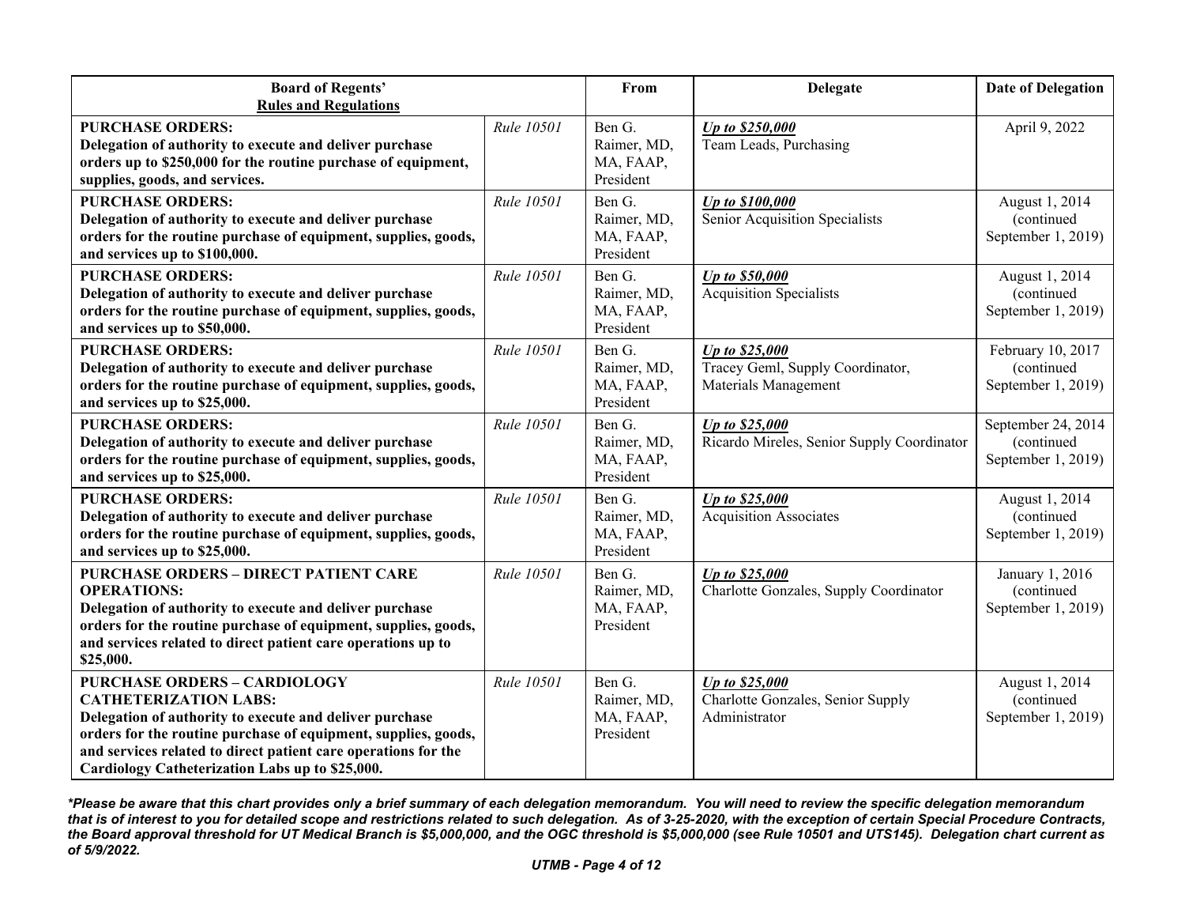| Board of Regents' Rules and Regulations | | From | Delegate | Date of Delegation |
|---|---|---|---|---|
| **PURCHASE ORDERS: Delegation of authority to execute and deliver purchase orders up to $250,000 for the routine purchase of equipment, supplies, goods, and services.** | *Rule 10501* | Ben G. Raimer, MD, MA, FAAP, President | ***Up to $250,000*** Team Leads, Purchasing | April 9, 2022 |
| **PURCHASE ORDERS: Delegation of authority to execute and deliver purchase orders for the routine purchase of equipment, supplies, goods, and services up to $100,000.** | *Rule 10501* | Ben G. Raimer, MD, MA, FAAP, President | ***Up to $100,000*** Senior Acquisition Specialists | August 1, 2014 (continued September 1, 2019) |
| **PURCHASE ORDERS: Delegation of authority to execute and deliver purchase orders for the routine purchase of equipment, supplies, goods, and services up to $50,000.** | *Rule 10501* | Ben G. Raimer, MD, MA, FAAP, President | ***Up to $50,000*** Acquisition Specialists | August 1, 2014 (continued September 1, 2019) |
| **PURCHASE ORDERS: Delegation of authority to execute and deliver purchase orders for the routine purchase of equipment, supplies, goods, and services up to $25,000.** | *Rule 10501* | Ben G. Raimer, MD, MA, FAAP, President | ***Up to $25,000*** Tracey Geml, Supply Coordinator, Materials Management | February 10, 2017 (continued September 1, 2019) |
| **PURCHASE ORDERS: Delegation of authority to execute and deliver purchase orders for the routine purchase of equipment, supplies, goods, and services up to $25,000.** | *Rule 10501* | Ben G. Raimer, MD, MA, FAAP, President | ***Up to $25,000*** Ricardo Mireles, Senior Supply Coordinator | September 24, 2014 (continued September 1, 2019) |
| **PURCHASE ORDERS: Delegation of authority to execute and deliver purchase orders for the routine purchase of equipment, supplies, goods, and services up to $25,000.** | *Rule 10501* | Ben G. Raimer, MD, MA, FAAP, President | ***Up to $25,000*** Acquisition Associates | August 1, 2014 (continued September 1, 2019) |
| **PURCHASE ORDERS – DIRECT PATIENT CARE OPERATIONS: Delegation of authority to execute and deliver purchase orders for the routine purchase of equipment, supplies, goods, and services related to direct patient care operations up to $25,000.** | *Rule 10501* | Ben G. Raimer, MD, MA, FAAP, President | ***Up to $25,000*** Charlotte Gonzales, Supply Coordinator | January 1, 2016 (continued September 1, 2019) |
| **PURCHASE ORDERS – CARDIOLOGY CATHETERIZATION LABS: Delegation of authority to execute and deliver purchase orders for the routine purchase of equipment, supplies, goods, and services related to direct patient care operations for the Cardiology Catheterization Labs up to $25,000.** | *Rule 10501* | Ben G. Raimer, MD, MA, FAAP, President | ***Up to $25,000*** Charlotte Gonzales, Senior Supply Administrator | August 1, 2014 (continued September 1, 2019) |

***Please be aware that this chart provides only a brief summary of each delegation memorandum. You will need to review the specific delegation memorandum that is of interest to you for detailed scope and restrictions related to such delegation. As of 3-25-2020, with the exception of certain Special Procedure Contracts, the Board approval threshold for UT Medical Branch is $5,000,000, and the OGC threshold is $5,000,000 (see Rule 10501 and UTS145). Delegation chart current as of 5/9/2022.***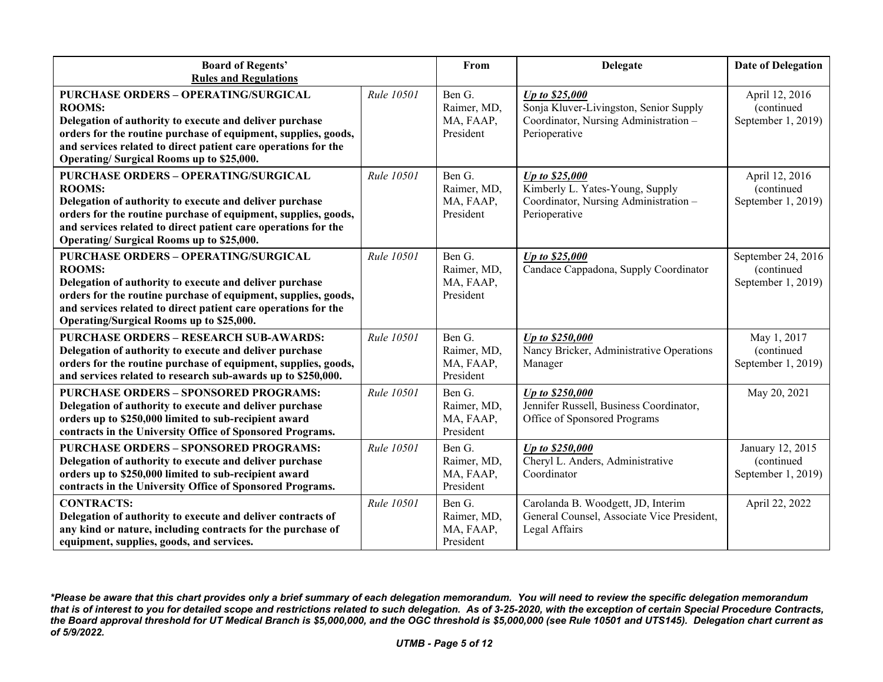| Board of Regents' Rules and Regulations | | From | Delegate | Date of Delegation |
|---|---|---|---|---|
| **PURCHASE ORDERS – OPERATING/SURGICAL ROOMS: Delegation of authority to execute and deliver purchase orders for the routine purchase of equipment, supplies, goods, and services related to direct patient care operations for the Operating/ Surgical Rooms up to $25,000.** | *Rule 10501* | Ben G. Raimer, MD, MA, FAAP, President | ***Up to $25,000*** Sonja Kluver-Livingston, Senior Supply Coordinator, Nursing Administration – Perioperative | April 12, 2016 (continued September 1, 2019) |
| **PURCHASE ORDERS – OPERATING/SURGICAL ROOMS: Delegation of authority to execute and deliver purchase orders for the routine purchase of equipment, supplies, goods, and services related to direct patient care operations for the Operating/ Surgical Rooms up to $25,000.** | *Rule 10501* | Ben G. Raimer, MD, MA, FAAP, President | ***Up to $25,000*** Kimberly L. Yates-Young, Supply Coordinator, Nursing Administration – Perioperative | April 12, 2016 (continued September 1, 2019) |
| **PURCHASE ORDERS – OPERATING/SURGICAL ROOMS: Delegation of authority to execute and deliver purchase orders for the routine purchase of equipment, supplies, goods, and services related to direct patient care operations for the Operating/Surgical Rooms up to $25,000.** | *Rule 10501* | Ben G. Raimer, MD, MA, FAAP, President | ***Up to $25,000*** Candace Cappadona, Supply Coordinator | September 24, 2016 (continued September 1, 2019) |
| **PURCHASE ORDERS – RESEARCH SUB-AWARDS: Delegation of authority to execute and deliver purchase orders for the routine purchase of equipment, supplies, goods, and services related to research sub-awards up to $250,000.** | *Rule 10501* | Ben G. Raimer, MD, MA, FAAP, President | ***Up to $250,000*** Nancy Bricker, Administrative Operations Manager | May 1, 2017 (continued September 1, 2019) |
| **PURCHASE ORDERS – SPONSORED PROGRAMS: Delegation of authority to execute and deliver purchase orders up to $250,000 limited to sub-recipient award contracts in the University Office of Sponsored Programs.** | *Rule 10501* | Ben G. Raimer, MD, MA, FAAP, President | ***Up to $250,000*** Jennifer Russell, Business Coordinator, Office of Sponsored Programs | May 20, 2021 |
| **PURCHASE ORDERS – SPONSORED PROGRAMS: Delegation of authority to execute and deliver purchase orders up to $250,000 limited to sub-recipient award contracts in the University Office of Sponsored Programs.** | *Rule 10501* | Ben G. Raimer, MD, MA, FAAP, President | ***Up to $250,000*** Cheryl L. Anders, Administrative Coordinator | January 12, 2015 (continued September 1, 2019) |
| **CONTRACTS: Delegation of authority to execute and deliver contracts of any kind or nature, including contracts for the purchase of equipment, supplies, goods, and services.** | *Rule 10501* | Ben G. Raimer, MD, MA, FAAP, President | Carolanda B. Woodgett, JD, Interim General Counsel, Associate Vice President, Legal Affairs | April 22, 2022 |

***Please be aware that this chart provides only a brief summary of each delegation memorandum. You will need to review the specific delegation memorandum that is of interest to you for detailed scope and restrictions related to such delegation. As of 3-25-2020, with the exception of certain Special Procedure Contracts, the Board approval threshold for UT Medical Branch is $5,000,000, and the OGC threshold is $5,000,000 (see Rule 10501 and UTS145). Delegation chart current as of 5/9/2022.***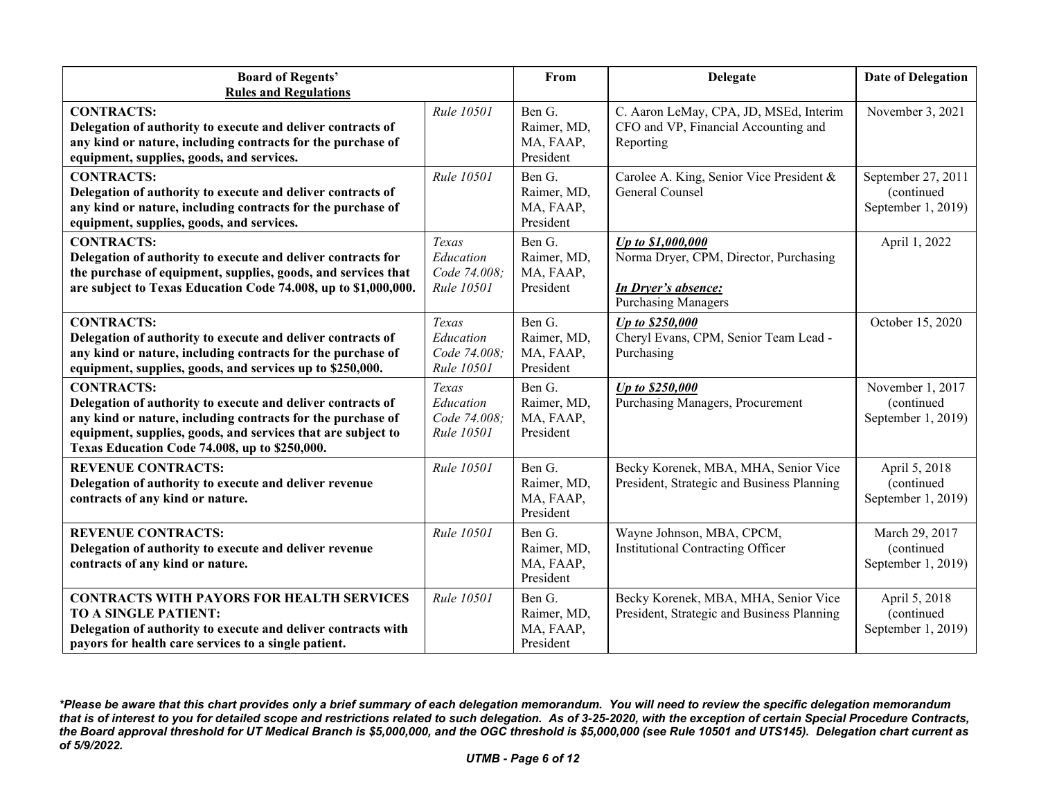| Board of Regents' Rules and Regulations | | From | Delegate | Date of Delegation |
|---|---|---|---|---|
| **CONTRACTS:** **Delegation of authority to execute and deliver contracts of any kind or nature, including contracts for the purchase of equipment, supplies, goods, and services.** | *Rule 10501* | Ben G. Raimer, MD, MA, FAAP, President | C. Aaron LeMay, CPA, JD, MSEd, Interim CFO and VP, Financial Accounting and Reporting | November 3, 2021 |
| **CONTRACTS:** **Delegation of authority to execute and deliver contracts of any kind or nature, including contracts for the purchase of equipment, supplies, goods, and services.** | *Rule 10501* | Ben G. Raimer, MD, MA, FAAP, President | Carolee A. King, Senior Vice President & General Counsel | September 27, 2011 (continued September 1, 2019) |
| **CONTRACTS:** **Delegation of authority to execute and deliver contracts for the purchase of equipment, supplies, goods, and services that are subject to Texas Education Code 74.008, up to $1,000,000.** | *Texas Education Code 74.008; Rule 10501* | Ben G. Raimer, MD, MA, FAAP, President | ***Up to $1,000,000*** Norma Dryer, CPM, Director, Purchasing ***In Dryer's absence:*** Purchasing Managers | April 1, 2022 |
| **CONTRACTS:** **Delegation of authority to execute and deliver contracts of any kind or nature, including contracts for the purchase of equipment, supplies, goods, and services up to $250,000.** | *Texas Education Code 74.008; Rule 10501* | Ben G. Raimer, MD, MA, FAAP, President | ***Up to $250,000*** Cheryl Evans, CPM, Senior Team Lead - Purchasing | October 15, 2020 |
| **CONTRACTS:** **Delegation of authority to execute and deliver contracts of any kind or nature, including contracts for the purchase of equipment, supplies, goods, and services that are subject to Texas Education Code 74.008, up to $250,000.** | *Texas Education Code 74.008; Rule 10501* | Ben G. Raimer, MD, MA, FAAP, President | ***Up to $250,000*** Purchasing Managers, Procurement | November 1, 2017 (continued September 1, 2019) |
| **REVENUE CONTRACTS:** **Delegation of authority to execute and deliver revenue contracts of any kind or nature.** | *Rule 10501* | Ben G. Raimer, MD, MA, FAAP, President | Becky Korenek, MBA, MHA, Senior Vice President, Strategic and Business Planning | April 5, 2018 (continued September 1, 2019) |
| **REVENUE CONTRACTS:** **Delegation of authority to execute and deliver revenue contracts of any kind or nature.** | *Rule 10501* | Ben G. Raimer, MD, MA, FAAP, President | Wayne Johnson, MBA, CPCM, Institutional Contracting Officer | March 29, 2017 (continued September 1, 2019) |
| **CONTRACTS WITH PAYORS FOR HEALTH SERVICES TO A SINGLE PATIENT:** **Delegation of authority to execute and deliver contracts with payors for health care services to a single patient.** | *Rule 10501* | Ben G. Raimer, MD, MA, FAAP, President | Becky Korenek, MBA, MHA, Senior Vice President, Strategic and Business Planning | April 5, 2018 (continued September 1, 2019) |

***Please be aware that this chart provides only a brief summary of each delegation memorandum. You will need to review the specific delegation memorandum that is of interest to you for detailed scope and restrictions related to such delegation. As of 3-25-2020, with the exception of certain Special Procedure Contracts, the Board approval threshold for UT Medical Branch is $5,000,000, and the OGC threshold is $5,000,000 (see Rule 10501 and UTS145). Delegation chart current as of 5/9/2022.***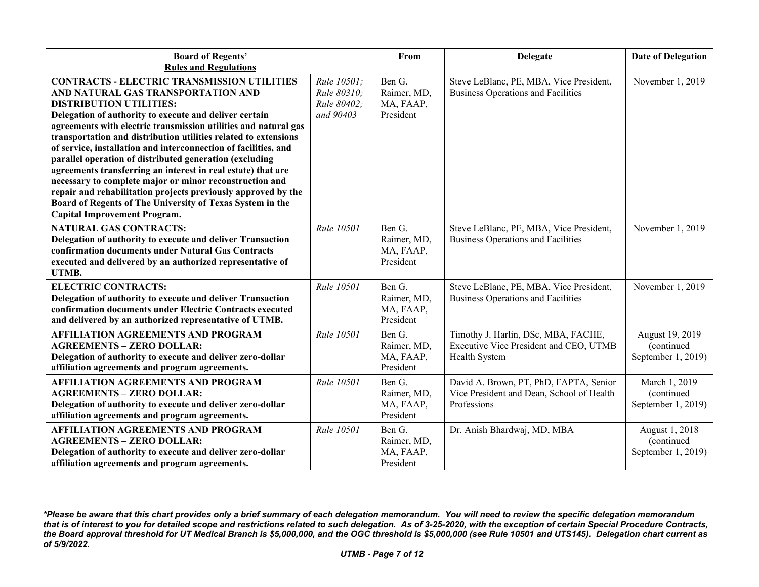| Board of Regents' Rules and Regulations | | From | Delegate | Date of Delegation |
|---|---|---|---|---|
| **CONTRACTS - ELECTRIC TRANSMISSION UTILITIES AND NATURAL GAS TRANSPORTATION AND DISTRIBUTION UTILITIES: Delegation of authority to execute and deliver certain agreements with electric transmission utilities and natural gas transportation and distribution utilities related to extensions of service, installation and interconnection of facilities, and parallel operation of distributed generation (excluding agreements transferring an interest in real estate) that are necessary to complete major or minor reconstruction and repair and rehabilitation projects previously approved by the Board of Regents of The University of Texas System in the Capital Improvement Program.** | *Rule 10501; Rule 80310; Rule 80402; and 90403* | Ben G. Raimer, MD, MA, FAAP, President | Steve LeBlanc, PE, MBA, Vice President, Business Operations and Facilities | November 1, 2019 |
| **NATURAL GAS CONTRACTS: Delegation of authority to execute and deliver Transaction confirmation documents under Natural Gas Contracts executed and delivered by an authorized representative of UTMB.** | *Rule 10501* | Ben G. Raimer, MD, MA, FAAP, President | Steve LeBlanc, PE, MBA, Vice President, Business Operations and Facilities | November 1, 2019 |
| **ELECTRIC CONTRACTS: Delegation of authority to execute and deliver Transaction confirmation documents under Electric Contracts executed and delivered by an authorized representative of UTMB.** | *Rule 10501* | Ben G. Raimer, MD, MA, FAAP, President | Steve LeBlanc, PE, MBA, Vice President, Business Operations and Facilities | November 1, 2019 |
| **AFFILIATION AGREEMENTS AND PROGRAM AGREEMENTS – ZERO DOLLAR: Delegation of authority to execute and deliver zero-dollar affiliation agreements and program agreements.** | *Rule 10501* | Ben G. Raimer, MD, MA, FAAP, President | Timothy J. Harlin, DSc, MBA, FACHE, Executive Vice President and CEO, UTMB Health System | August 19, 2019 (continued September 1, 2019) |
| **AFFILIATION AGREEMENTS AND PROGRAM AGREEMENTS – ZERO DOLLAR: Delegation of authority to execute and deliver zero-dollar affiliation agreements and program agreements.** | *Rule 10501* | Ben G. Raimer, MD, MA, FAAP, President | David A. Brown, PT, PhD, FAPTA, Senior Vice President and Dean, School of Health Professions | March 1, 2019 (continued September 1, 2019) |
| **AFFILIATION AGREEMENTS AND PROGRAM AGREEMENTS – ZERO DOLLAR: Delegation of authority to execute and deliver zero-dollar affiliation agreements and program agreements.** | *Rule 10501* | Ben G. Raimer, MD, MA, FAAP, President | Dr. Anish Bhardwaj, MD, MBA | August 1, 2018 (continued September 1, 2019) |

***Please be aware that this chart provides only a brief summary of each delegation memorandum. You will need to review the specific delegation memorandum that is of interest to you for detailed scope and restrictions related to such delegation. As of 3-25-2020, with the exception of certain Special Procedure Contracts, the Board approval threshold for UT Medical Branch is $5,000,000, and the OGC threshold is $5,000,000 (see Rule 10501 and UTS145). Delegation chart current as of 5/9/2022.***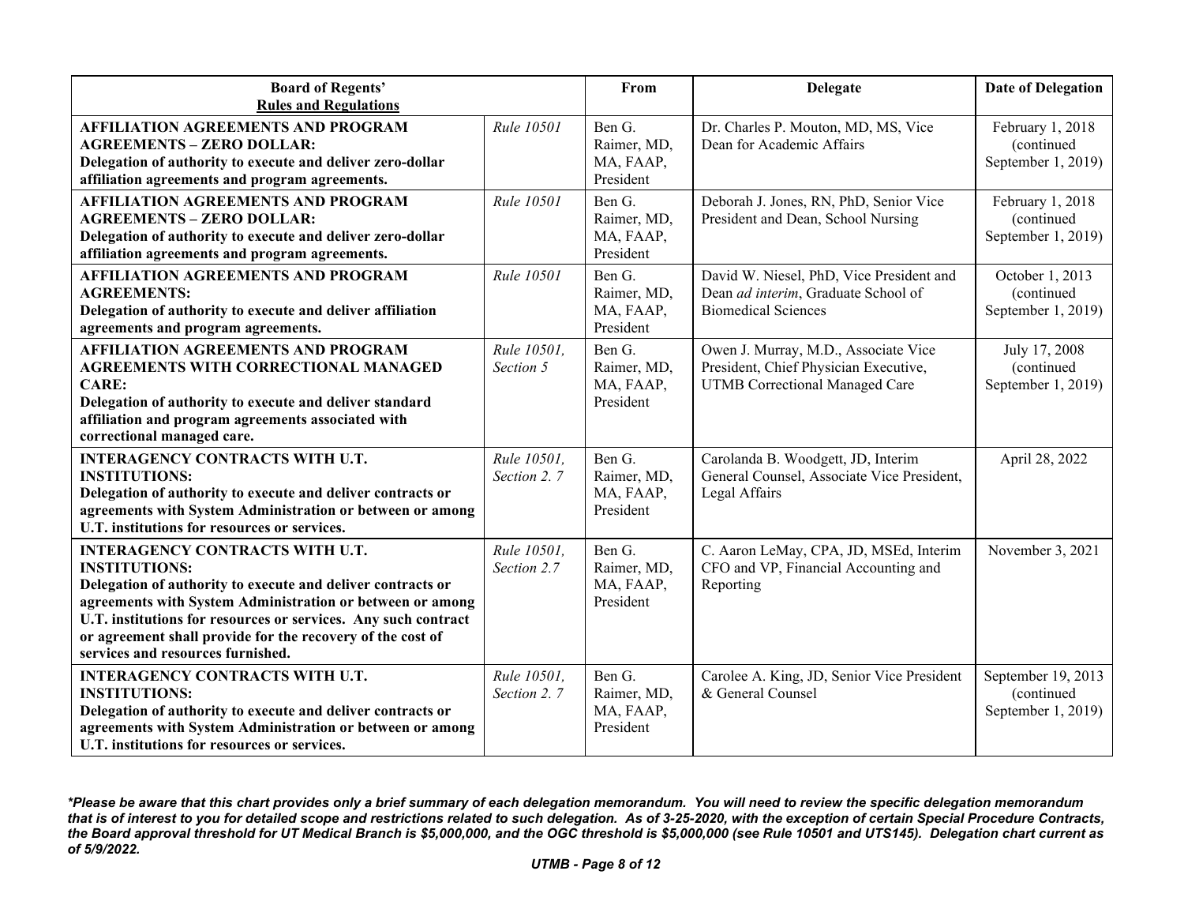| Board of Regents' Rules and Regulations | | From | Delegate | Date of Delegation |
|---|---|---|---|---|
| **AFFILIATION AGREEMENTS AND PROGRAM AGREEMENTS – ZERO DOLLAR: Delegation of authority to execute and deliver zero-dollar affiliation agreements and program agreements.** | *Rule 10501* | Ben G. Raimer, MD, MA, FAAP, President | Dr. Charles P. Mouton, MD, MS, Vice Dean for Academic Affairs | February 1, 2018 (continued September 1, 2019) |
| **AFFILIATION AGREEMENTS AND PROGRAM AGREEMENTS – ZERO DOLLAR: Delegation of authority to execute and deliver zero-dollar affiliation agreements and program agreements.** | *Rule 10501* | Ben G. Raimer, MD, MA, FAAP, President | Deborah J. Jones, RN, PhD, Senior Vice President and Dean, School Nursing | February 1, 2018 (continued September 1, 2019) |
| **AFFILIATION AGREEMENTS AND PROGRAM AGREEMENTS: Delegation of authority to execute and deliver affiliation agreements and program agreements.** | *Rule 10501* | Ben G. Raimer, MD, MA, FAAP, President | David W. Niesel, PhD, Vice President and Dean *ad interim*, Graduate School of Biomedical Sciences | October 1, 2013 (continued September 1, 2019) |
| **AFFILIATION AGREEMENTS AND PROGRAM AGREEMENTS WITH CORRECTIONAL MANAGED CARE: Delegation of authority to execute and deliver standard affiliation and program agreements associated with correctional managed care.** | *Rule 10501, Section 5* | Ben G. Raimer, MD, MA, FAAP, President | Owen J. Murray, M.D., Associate Vice President, Chief Physician Executive, UTMB Correctional Managed Care | July 17, 2008 (continued September 1, 2019) |
| **INTERAGENCY CONTRACTS WITH U.T. INSTITUTIONS: Delegation of authority to execute and deliver contracts or agreements with System Administration or between or among U.T. institutions for resources or services.** | *Rule 10501, Section 2. 7* | Ben G. Raimer, MD, MA, FAAP, President | Carolanda B. Woodgett, JD, Interim General Counsel, Associate Vice President, Legal Affairs | April 28, 2022 |
| **INTERAGENCY CONTRACTS WITH U.T. INSTITUTIONS: Delegation of authority to execute and deliver contracts or agreements with System Administration or between or among U.T. institutions for resources or services. Any such contract or agreement shall provide for the recovery of the cost of services and resources furnished.** | *Rule 10501, Section 2.7* | Ben G. Raimer, MD, MA, FAAP, President | C. Aaron LeMay, CPA, JD, MSEd, Interim CFO and VP, Financial Accounting and Reporting | November 3, 2021 |
| **INTERAGENCY CONTRACTS WITH U.T. INSTITUTIONS: Delegation of authority to execute and deliver contracts or agreements with System Administration or between or among U.T. institutions for resources or services.** | *Rule 10501, Section 2. 7* | Ben G. Raimer, MD, MA, FAAP, President | Carolee A. King, JD, Senior Vice President & General Counsel | September 19, 2013 (continued September 1, 2019) |

***Please be aware that this chart provides only a brief summary of each delegation memorandum. You will need to review the specific delegation memorandum that is of interest to you for detailed scope and restrictions related to such delegation. As of 3-25-2020, with the exception of certain Special Procedure Contracts, the Board approval threshold for UT Medical Branch is $5,000,000, and the OGC threshold is $5,000,000 (see Rule 10501 and UTS145). Delegation chart current as of 5/9/2022.***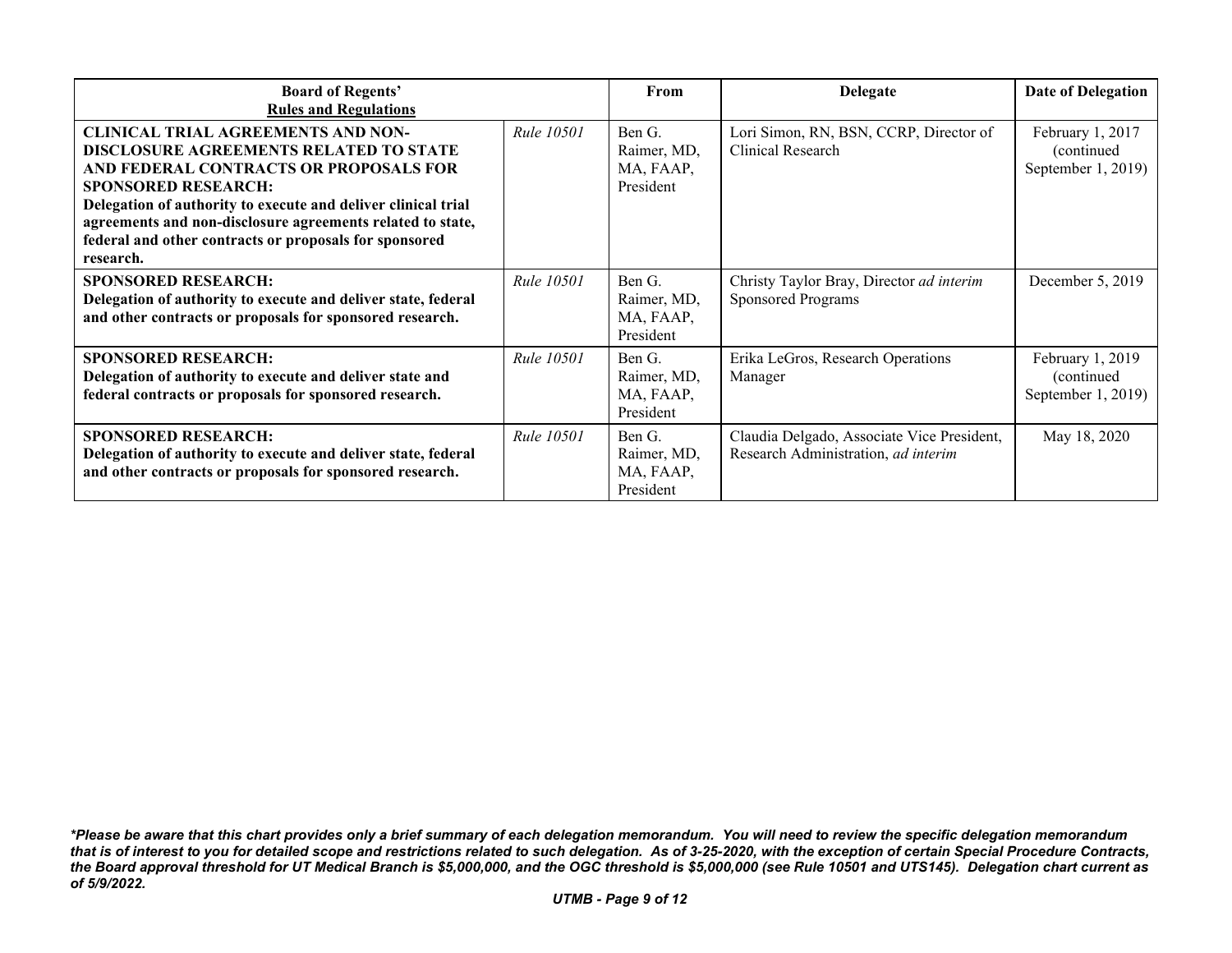| Board of Regents' Rules and Regulations | | From | Delegate | Date of Delegation |
|---|---|---|---|---|
| **CLINICAL TRIAL AGREEMENTS AND NON-DISCLOSURE AGREEMENTS RELATED TO STATE AND FEDERAL CONTRACTS OR PROPOSALS FOR SPONSORED RESEARCH: Delegation of authority to execute and deliver clinical trial agreements and non-disclosure agreements related to state, federal and other contracts or proposals for sponsored research.** | *Rule 10501* | Ben G. Raimer, MD, MA, FAAP, President | Lori Simon, RN, BSN, CCRP, Director of Clinical Research | February 1, 2017 (continued September 1, 2019) |
| **SPONSORED RESEARCH: Delegation of authority to execute and deliver state, federal and other contracts or proposals for sponsored research.** | *Rule 10501* | Ben G. Raimer, MD, MA, FAAP, President | Christy Taylor Bray, Director *ad interim* Sponsored Programs | December 5, 2019 |
| **SPONSORED RESEARCH: Delegation of authority to execute and deliver state and federal contracts or proposals for sponsored research.** | *Rule 10501* | Ben G. Raimer, MD, MA, FAAP, President | Erika LeGros, Research Operations Manager | February 1, 2019 (continued September 1, 2019) |
| **SPONSORED RESEARCH: Delegation of authority to execute and deliver state, federal and other contracts or proposals for sponsored research.** | *Rule 10501* | Ben G. Raimer, MD, MA, FAAP, President | Claudia Delgado, Associate Vice President, Research Administration, *ad interim* | May 18, 2020 |

***Please be aware that this chart provides only a brief summary of each delegation memorandum. You will need to review the specific delegation memorandum that is of interest to you for detailed scope and restrictions related to such delegation. As of 3-25-2020, with the exception of certain Special Procedure Contracts, the Board approval threshold for UT Medical Branch is $5,000,000, and the OGC threshold is $5,000,000 (see Rule 10501 and UTS145). Delegation chart current as of 5/9/2022.***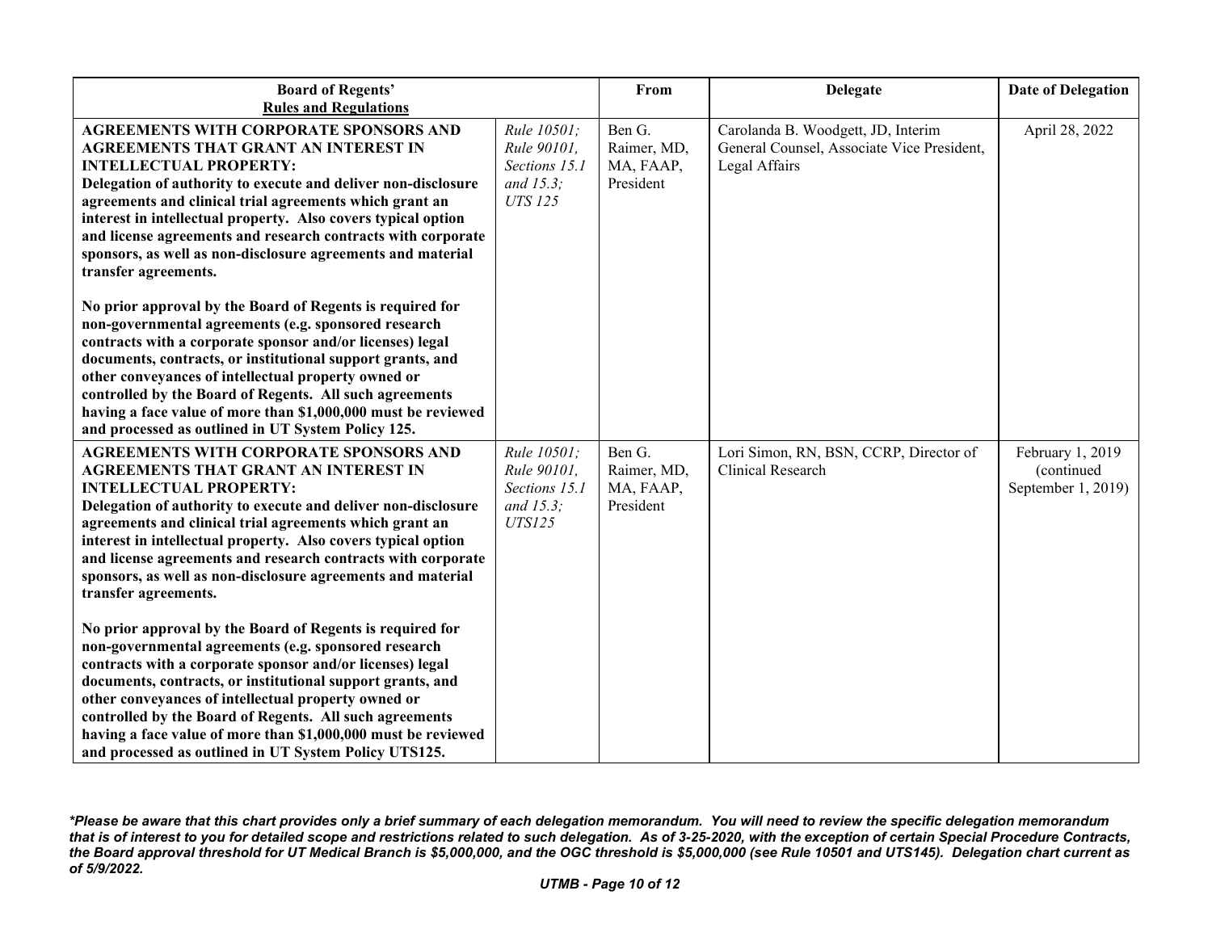| Board of Regents' Rules and Regulations | | From | Delegate | Date of Delegation |
|---|---|---|---|---|
| **AGREEMENTS WITH CORPORATE SPONSORS AND AGREEMENTS THAT GRANT AN INTEREST IN INTELLECTUAL PROPERTY:** **Delegation of authority to execute and deliver non-disclosure agreements and clinical trial agreements which grant an interest in intellectual property. Also covers typical option and license agreements and research contracts with corporate sponsors, as well as non-disclosure agreements and material transfer agreements.** <br><br> **No prior approval by the Board of Regents is required for non-governmental agreements (e.g. sponsored research contracts with a corporate sponsor and/or licenses) legal documents, contracts, or institutional support grants, and other conveyances of intellectual property owned or controlled by the Board of Regents. All such agreements having a face value of more than $1,000,000 must be reviewed and processed as outlined in UT System Policy 125.** | *Rule 10501; Rule 90101, Sections 15.1 and 15.3; UTS 125* | Ben G. Raimer, MD, MA, FAAP, President | Carolanda B. Woodgett, JD, Interim General Counsel, Associate Vice President, Legal Affairs | April 28, 2022 |
| **AGREEMENTS WITH CORPORATE SPONSORS AND AGREEMENTS THAT GRANT AN INTEREST IN INTELLECTUAL PROPERTY:** **Delegation of authority to execute and deliver non-disclosure agreements and clinical trial agreements which grant an interest in intellectual property. Also covers typical option and license agreements and research contracts with corporate sponsors, as well as non-disclosure agreements and material transfer agreements.** <br><br> **No prior approval by the Board of Regents is required for non-governmental agreements (e.g. sponsored research contracts with a corporate sponsor and/or licenses) legal documents, contracts, or institutional support grants, and other conveyances of intellectual property owned or controlled by the Board of Regents. All such agreements having a face value of more than $1,000,000 must be reviewed and processed as outlined in UT System Policy UTS125.** | *Rule 10501; Rule 90101, Sections 15.1 and 15.3; UTS125* | Ben G. Raimer, MD, MA, FAAP, President | Lori Simon, RN, BSN, CCRP, Director of Clinical Research | February 1, 2019 (continued September 1, 2019) |

***Please be aware that this chart provides only a brief summary of each delegation memorandum. You will need to review the specific delegation memorandum that is of interest to you for detailed scope and restrictions related to such delegation. As of 3-25-2020, with the exception of certain Special Procedure Contracts, the Board approval threshold for UT Medical Branch is $5,000,000, and the OGC threshold is $5,000,000 (see Rule 10501 and UTS145). Delegation chart current as of 5/9/2022.***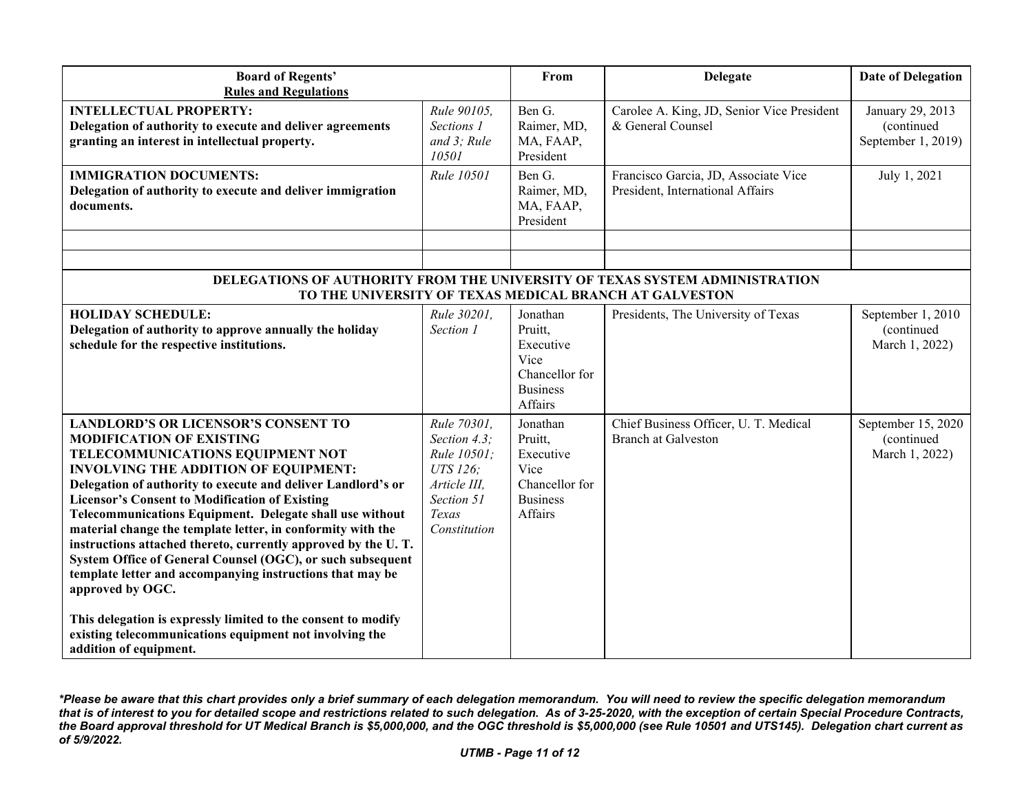| **Board of Regents' Rules and Regulations** | | **From** | **Delegate** | **Date of Delegation** |
|---|---|---|---|---|
| **INTELLECTUAL PROPERTY: Delegation of authority to execute and deliver agreements granting an interest in intellectual property.** | *Rule 90105, Sections 1 and 3; Rule 10501* | Ben G. Raimer, MD, MA, FAAP, President | Carolee A. King, JD, Senior Vice President & General Counsel | January 29, 2013 (continued September 1, 2019) |
| **IMMIGRATION DOCUMENTS: Delegation of authority to execute and deliver immigration documents.** | *Rule 10501* | Ben G. Raimer, MD, MA, FAAP, President | Francisco Garcia, JD, Associate Vice President, International Affairs | July 1, 2021 |
| | | | | |
| | | | | |
| **DELEGATIONS OF AUTHORITY FROM THE UNIVERSITY OF TEXAS SYSTEM ADMINISTRATION TO THE UNIVERSITY OF TEXAS MEDICAL BRANCH AT GALVESTON** | | | | |
| **HOLIDAY SCHEDULE: Delegation of authority to approve annually the holiday schedule for the respective institutions.** | *Rule 30201, Section 1* | Jonathan Pruitt, Executive Vice Chancellor for Business Affairs | Presidents, The University of Texas | September 1, 2010 (continued March 1, 2022) |
| **LANDLORD'S OR LICENSOR'S CONSENT TO MODIFICATION OF EXISTING TELECOMMUNICATIONS EQUIPMENT NOT INVOLVING THE ADDITION OF EQUIPMENT: Delegation of authority to execute and deliver Landlord's or Licensor's Consent to Modification of Existing Telecommunications Equipment. Delegate shall use without material change the template letter, in conformity with the instructions attached thereto, currently approved by the U. T. System Office of General Counsel (OGC), or such subsequent template letter and accompanying instructions that may be approved by OGC.**<br><br>**This delegation is expressly limited to the consent to modify existing telecommunications equipment not involving the addition of equipment.** | *Rule 70301, Section 4.3; Rule 10501; UTS 126; Article III, Section 51 Texas Constitution* | Jonathan Pruitt, Executive Vice Chancellor for Business Affairs | Chief Business Officer, U. T. Medical Branch at Galveston | September 15, 2020 (continued March 1, 2022) |

***Please be aware that this chart provides only a brief summary of each delegation memorandum. You will need to review the specific delegation memorandum that is of interest to you for detailed scope and restrictions related to such delegation. As of 3-25-2020, with the exception of certain Special Procedure Contracts, the Board approval threshold for UT Medical Branch is $5,000,000, and the OGC threshold is $5,000,000 (see Rule 10501 and UTS145). Delegation chart current as of 5/9/2022.***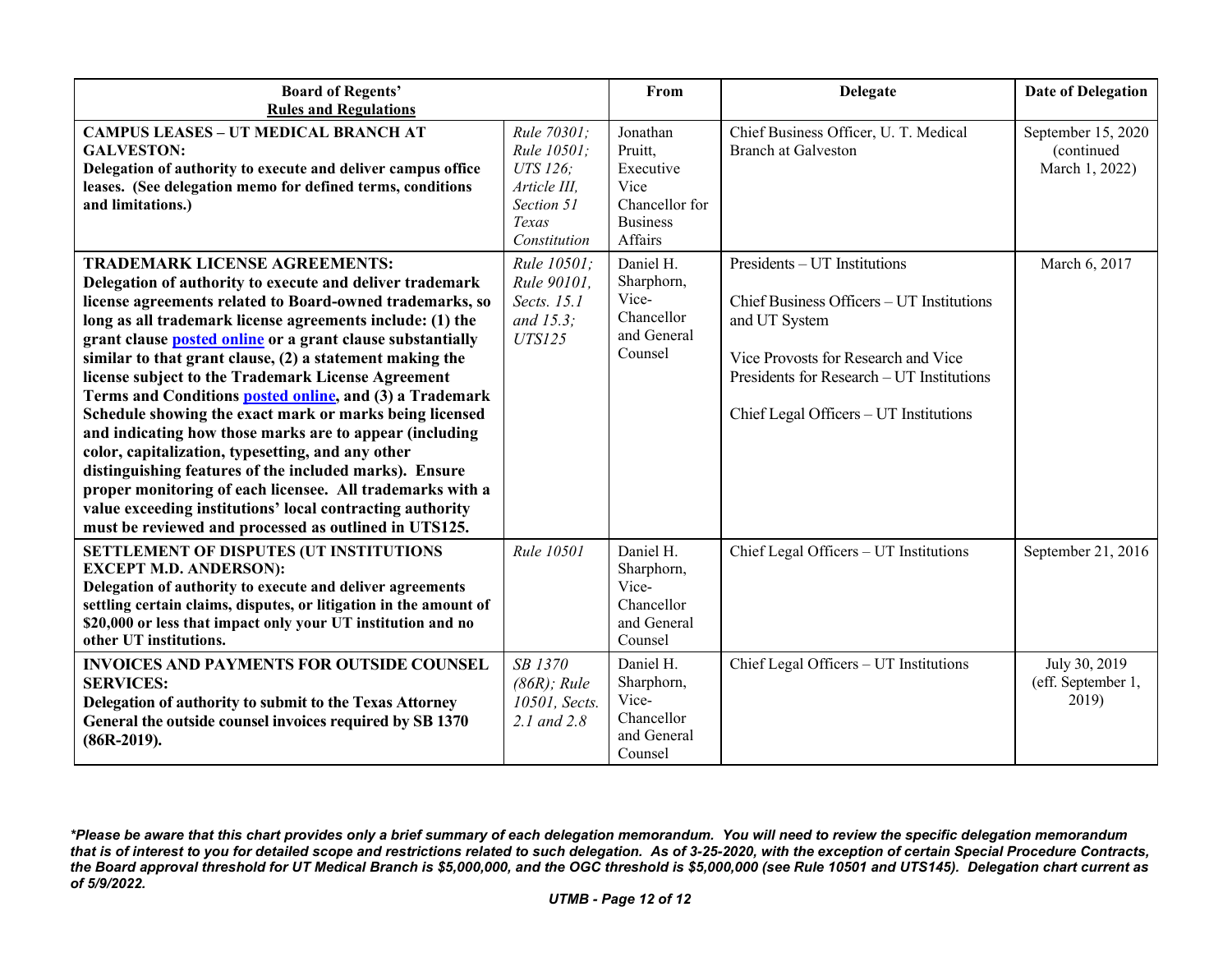| Board of Regents' Rules and Regulations | | From | Delegate | Date of Delegation |
|---|---|---|---|---|
| **CAMPUS LEASES – UT MEDICAL BRANCH AT GALVESTON: Delegation of authority to execute and deliver campus office leases. (See delegation memo for defined terms, conditions and limitations.)** | *Rule 70301; Rule 10501; UTS 126; Article III, Section 51 Texas Constitution* | Jonathan Pruitt, Executive Vice Chancellor for Business Affairs | Chief Business Officer, U. T. Medical Branch at Galveston | September 15, 2020 (continued March 1, 2022) |
| **TRADEMARK LICENSE AGREEMENTS: Delegation of authority to execute and deliver trademark license agreements related to Board-owned trademarks, so long as all trademark license agreements include: (1) the grant clause posted online or a grant clause substantially similar to that grant clause, (2) a statement making the license subject to the Trademark License Agreement Terms and Conditions posted online, and (3) a Trademark Schedule showing the exact mark or marks being licensed and indicating how those marks are to appear (including color, capitalization, typesetting, and any other distinguishing features of the included marks). Ensure proper monitoring of each licensee. All trademarks with a value exceeding institutions' local contracting authority must be reviewed and processed as outlined in UTS125.** | *Rule 10501; Rule 90101, Sects. 15.1 and 15.3; UTS125* | Daniel H. Sharphorn, Vice-Chancellor and General Counsel | Presidents – UT Institutions<br><br>Chief Business Officers – UT Institutions and UT System<br><br>Vice Provosts for Research and Vice Presidents for Research – UT Institutions<br><br>Chief Legal Officers – UT Institutions | March 6, 2017 |
| **SETTLEMENT OF DISPUTES (UT INSTITUTIONS EXCEPT M.D. ANDERSON): Delegation of authority to execute and deliver agreements settling certain claims, disputes, or litigation in the amount of $20,000 or less that impact only your UT institution and no other UT institutions.** | *Rule 10501* | Daniel H. Sharphorn, Vice-Chancellor and General Counsel | Chief Legal Officers – UT Institutions | September 21, 2016 |
| **INVOICES AND PAYMENTS FOR OUTSIDE COUNSEL SERVICES: Delegation of authority to submit to the Texas Attorney General the outside counsel invoices required by SB 1370 (86R-2019).** | *SB 1370 (86R); Rule 10501, Sects. 2.1 and 2.8* | Daniel H. Sharphorn, Vice-Chancellor and General Counsel | Chief Legal Officers – UT Institutions | July 30, 2019 (eff. September 1, 2019) |

***Please be aware that this chart provides only a brief summary of each delegation memorandum. You will need to review the specific delegation memorandum that is of interest to you for detailed scope and restrictions related to such delegation. As of 3-25-2020, with the exception of certain Special Procedure Contracts, the Board approval threshold for UT Medical Branch is $5,000,000, and the OGC threshold is $5,000,000 (see Rule 10501 and UTS145). Delegation chart current as of 5/9/2022.***